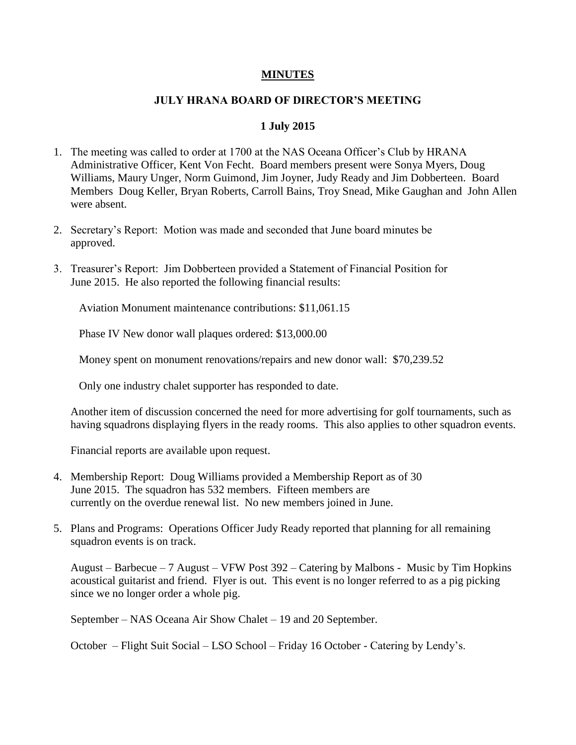# MINUTES

## JULY HRANA BOARD OF DIRECTOR'S MEETING

## 1 July 2015

1. The meeting was called to order at 1700 at the NAS Oceana Officer's Club by HRANA Administrative Officer, Kent Von Fecht. Board members present were Sonya Myers, Doug Williams, Maury Unger, Norm Guimond, Jim Joyner, Judy Ready and Jim Dobberteen. Board Members Doug Keller, Bryan Roberts, Carroll Bains, Troy Snead, Mike Gaughan and John Allen were absent.

2. Secretary's Report: Motion was made and seconded that June board minutes be approved.

3. Treasurer's Report: Jim Dobberteen provided a Statement of Financial Position for June 2015. He also reported the following financial results:

   Aviation Monument maintenance contributions: $11,061.15

   Phase IV New donor wall plaques ordered: $13,000.00

   Money spent on monument renovations/repairs and new donor wall: $70,239.52

   Only one industry chalet supporter has responded to date.

   Another item of discussion concerned the need for more advertising for golf tournaments, such as having squadrons displaying flyers in the ready rooms. This also applies to other squadron events.

   Financial reports are available upon request.

4. Membership Report: Doug Williams provided a Membership Report as of 30 June 2015. The squadron has 532 members. Fifteen members are currently on the overdue renewal list. No new members joined in June.

5. Plans and Programs: Operations Officer Judy Ready reported that planning for all remaining squadron events is on track.

   August – Barbecue – 7 August – VFW Post 392 – Catering by Malbons - Music by Tim Hopkins acoustical guitarist and friend. Flyer is out. This event is no longer referred to as a pig picking since we no longer order a whole pig.

   September – NAS Oceana Air Show Chalet – 19 and 20 September.

   October – Flight Suit Social – LSO School – Friday 16 October - Catering by Lendy's.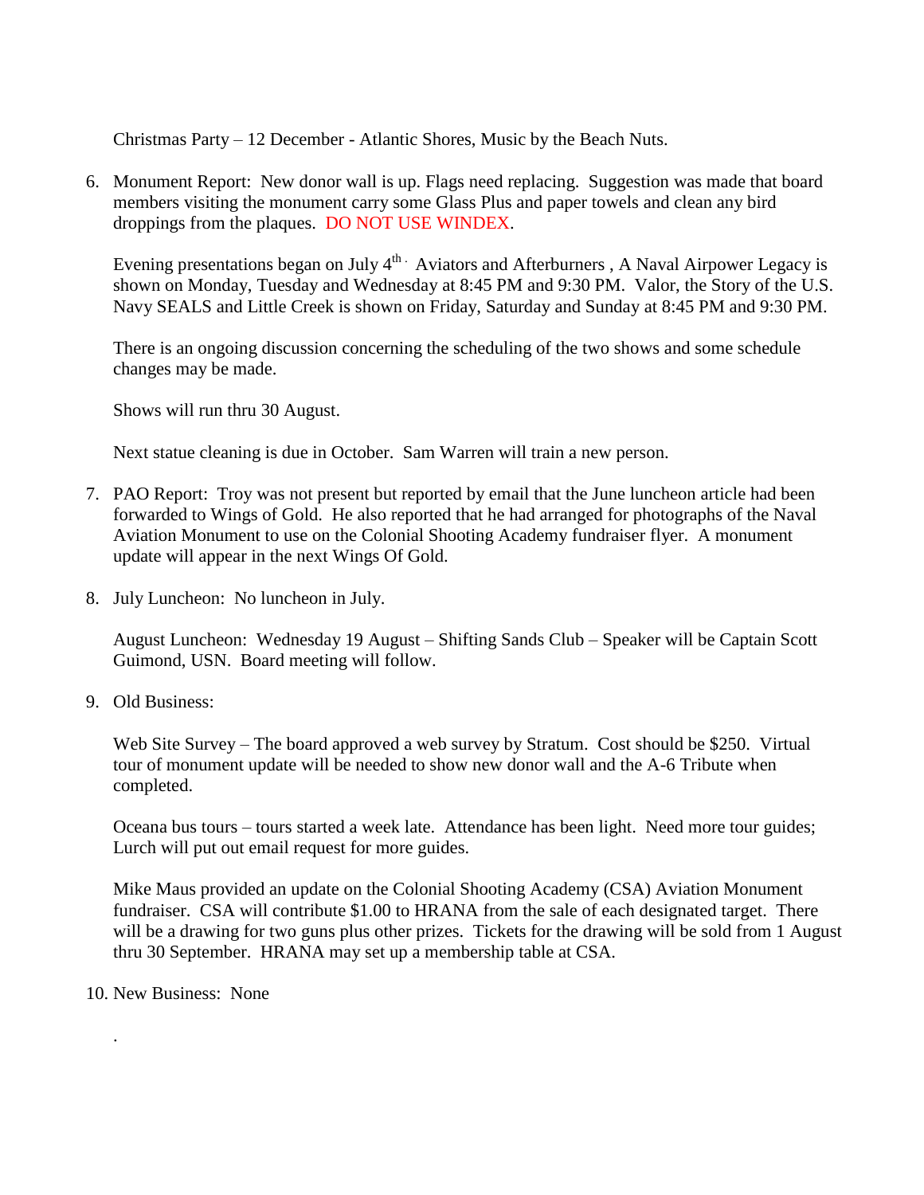Christmas Party – 12 December - Atlantic Shores, Music by the Beach Nuts.

6. Monument Report: New donor wall is up. Flags need replacing. Suggestion was made that board members visiting the monument carry some Glass Plus and paper towels and clean any bird droppings from the plaques. DO NOT USE WINDEX.

   Evening presentations began on July 4th. Aviators and Afterburners , A Naval Airpower Legacy is shown on Monday, Tuesday and Wednesday at 8:45 PM and 9:30 PM. Valor, the Story of the U.S. Navy SEALS and Little Creek is shown on Friday, Saturday and Sunday at 8:45 PM and 9:30 PM.

   There is an ongoing discussion concerning the scheduling of the two shows and some schedule changes may be made.

   Shows will run thru 30 August.

   Next statue cleaning is due in October. Sam Warren will train a new person.

7. PAO Report: Troy was not present but reported by email that the June luncheon article had been forwarded to Wings of Gold. He also reported that he had arranged for photographs of the Naval Aviation Monument to use on the Colonial Shooting Academy fundraiser flyer. A monument update will appear in the next Wings Of Gold.

8. July Luncheon: No luncheon in July.

   August Luncheon: Wednesday 19 August – Shifting Sands Club – Speaker will be Captain Scott Guimond, USN. Board meeting will follow.

9. Old Business:

   Web Site Survey – The board approved a web survey by Stratum. Cost should be $250. Virtual tour of monument update will be needed to show new donor wall and the A-6 Tribute when completed.

   Oceana bus tours – tours started a week late. Attendance has been light. Need more tour guides; Lurch will put out email request for more guides.

   Mike Maus provided an update on the Colonial Shooting Academy (CSA) Aviation Monument fundraiser. CSA will contribute $1.00 to HRANA from the sale of each designated target. There will be a drawing for two guns plus other prizes. Tickets for the drawing will be sold from 1 August thru 30 September. HRANA may set up a membership table at CSA.

10. New Business: None

.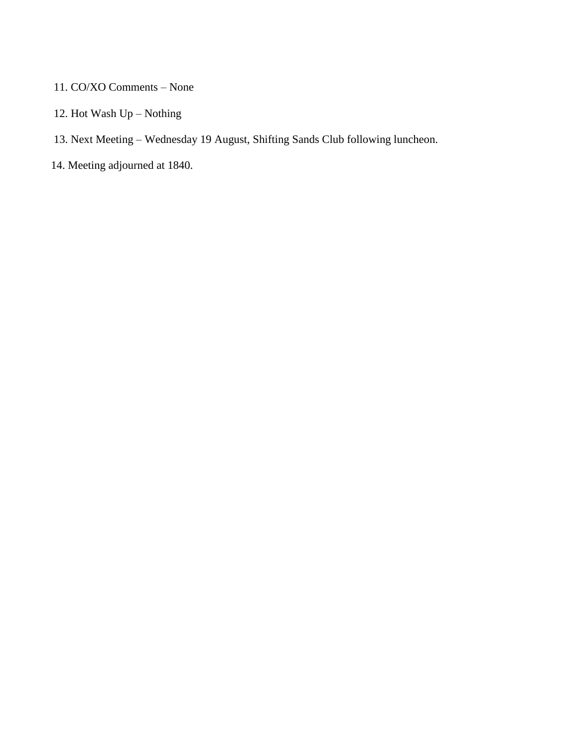11. CO/XO Comments – None
12. Hot Wash Up – Nothing
13. Next Meeting – Wednesday 19 August, Shifting Sands Club following luncheon.
14. Meeting adjourned at 1840.